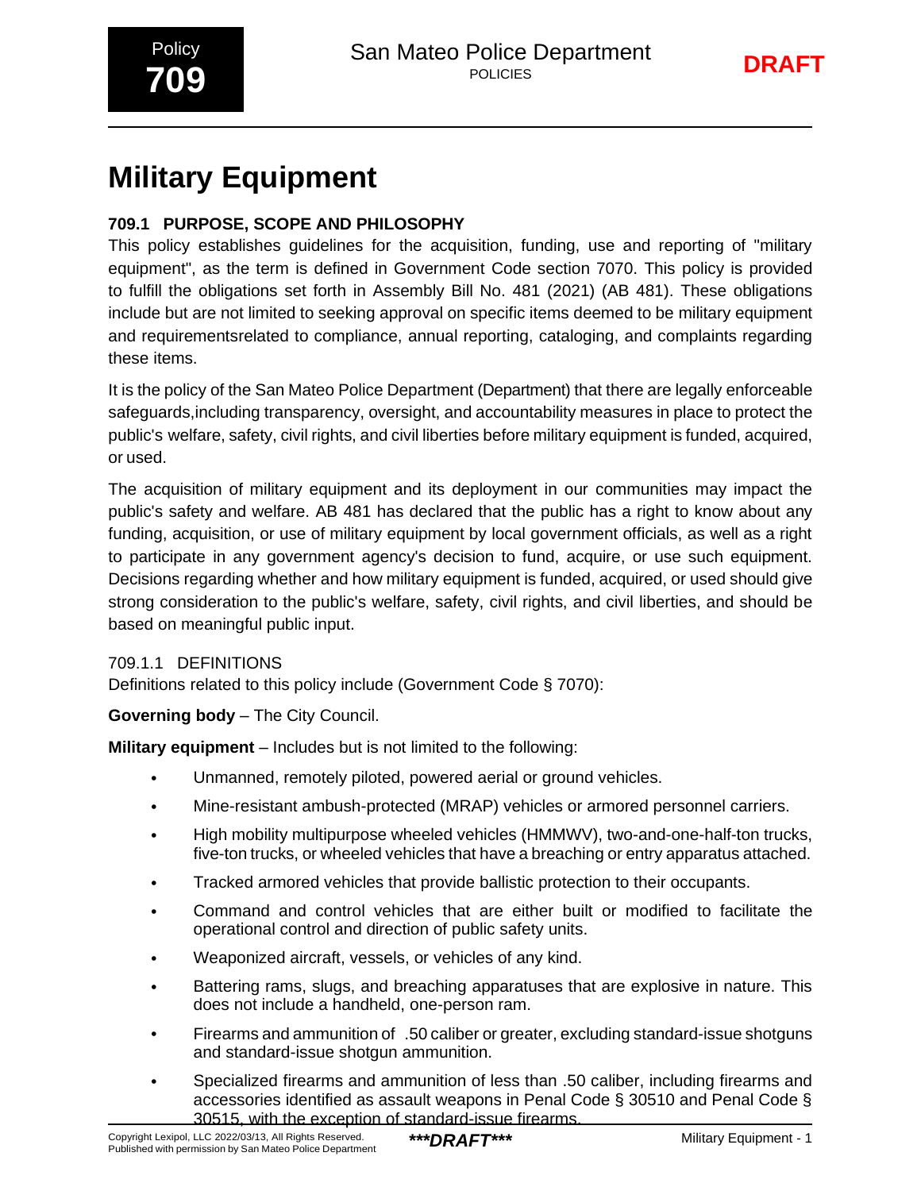# Military Equipment

## 709.1 PURPOSE, SCOPE AND PHILOSOPHY

This policy establishes guidelines for the acquisition, funding, use and reporting of "military equipment", as the term is defined in Government Code section 7070. This policy is provided to fulfill the obligations set forth in Assembly Bill No. 481 (2021) (AB 481). These obligations include but are not limited to seeking approval on specific items deemed to be military equipment and requirementsrelated to compliance, annual reporting, cataloging, and complaints regarding these items.

It is the policy of the San Mateo Police Department (Department) that there are legally enforceable safeguards,including transparency, oversight, and accountability measures in place to protect the public's welfare, safety, civil rights, and civil liberties before military equipment is funded, acquired, or used.

The acquisition of military equipment and its deployment in our communities may impact the public's safety and welfare. AB 481 has declared that the public has a right to know about any funding, acquisition, or use of military equipment by local government officials, as well as a right to participate in any government agency's decision to fund, acquire, or use such equipment. Decisions regarding whether and how military equipment is funded, acquired, or used should give strong consideration to the public's welfare, safety, civil rights, and civil liberties, and should be based on meaningful public input.

### 709.1.1 DEFINITIONS

Definitions related to this policy include (Government Code § 7070):

**Governing body** – The City Council.

**Military equipment** – Includes but is not limited to the following:

- Unmanned, remotely piloted, powered aerial or ground vehicles.
- Mine-resistant ambush-protected (MRAP) vehicles or armored personnel carriers.
- High mobility multipurpose wheeled vehicles (HMMWV), two-and-one-half-ton trucks, five-ton trucks, or wheeled vehicles that have a breaching or entry apparatus attached.
- Tracked armored vehicles that provide ballistic protection to their occupants.
- Command and control vehicles that are either built or modified to facilitate the operational control and direction of public safety units.
- Weaponized aircraft, vessels, or vehicles of any kind.
- Battering rams, slugs, and breaching apparatuses that are explosive in nature. This does not include a handheld, one-person ram.
- Firearms and ammunition of .50 caliber or greater, excluding standard-issue shotguns and standard-issue shotgun ammunition.
- Specialized firearms and ammunition of less than .50 caliber, including firearms and accessories identified as assault weapons in Penal Code § 30510 and Penal Code § 30515, with the exception of standard-issue firearms.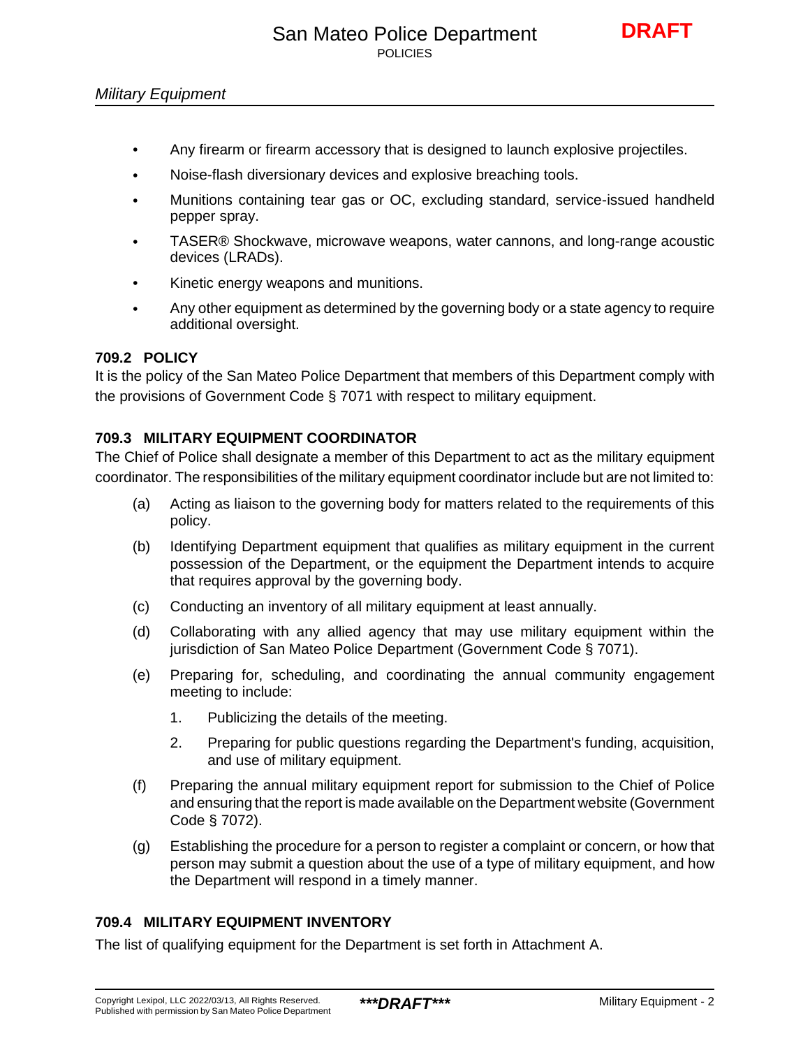- Any firearm or firearm accessory that is designed to launch explosive projectiles.
- Noise-flash diversionary devices and explosive breaching tools.
- Munitions containing tear gas or OC, excluding standard, service-issued handheld pepper spray.
- TASER® Shockwave, microwave weapons, water cannons, and long-range acoustic devices (LRADs).
- Kinetic energy weapons and munitions.
- Any other equipment as determined by the governing body or a state agency to require additional oversight.

### 709.2 POLICY

It is the policy of the San Mateo Police Department that members of this Department comply with the provisions of Government Code § 7071 with respect to military equipment.

### 709.3 MILITARY EQUIPMENT COORDINATOR

The Chief of Police shall designate a member of this Department to act as the military equipment coordinator. The responsibilities of the military equipment coordinator include but are not limited to:

(a) Acting as liaison to the governing body for matters related to the requirements of this policy.

(b) Identifying Department equipment that qualifies as military equipment in the current possession of the Department, or the equipment the Department intends to acquire that requires approval by the governing body.

(c) Conducting an inventory of all military equipment at least annually.

(d) Collaborating with any allied agency that may use military equipment within the jurisdiction of San Mateo Police Department (Government Code § 7071).

(e) Preparing for, scheduling, and coordinating the annual community engagement meeting to include:

1. Publicizing the details of the meeting.
2. Preparing for public questions regarding the Department's funding, acquisition, and use of military equipment.

(f) Preparing the annual military equipment report for submission to the Chief of Police and ensuring that the report is made available on the Department website (Government Code § 7072).

(g) Establishing the procedure for a person to register a complaint or concern, or how that person may submit a question about the use of a type of military equipment, and how the Department will respond in a timely manner.

### 709.4 MILITARY EQUIPMENT INVENTORY

The list of qualifying equipment for the Department is set forth in Attachment A.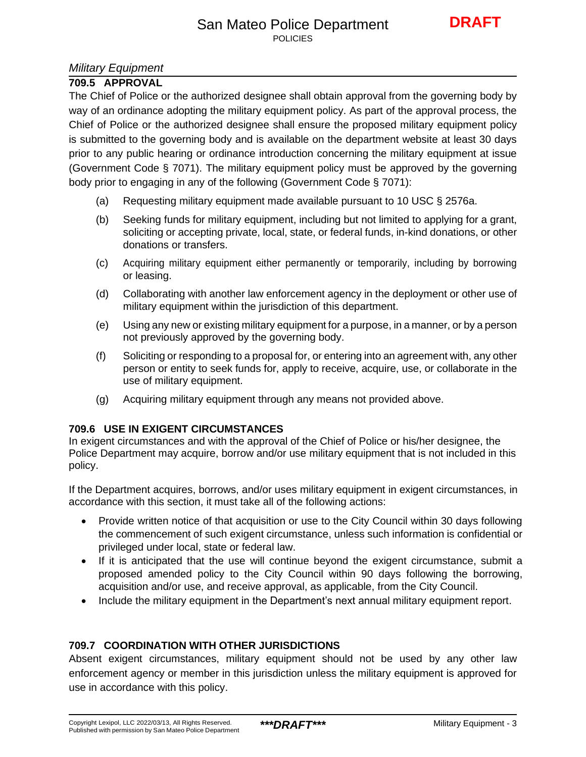## 709.5 APPROVAL

The Chief of Police or the authorized designee shall obtain approval from the governing body by way of an ordinance adopting the military equipment policy. As part of the approval process, the Chief of Police or the authorized designee shall ensure the proposed military equipment policy is submitted to the governing body and is available on the department website at least 30 days prior to any public hearing or ordinance introduction concerning the military equipment at issue (Government Code § 7071). The military equipment policy must be approved by the governing body prior to engaging in any of the following (Government Code § 7071):

(a) Requesting military equipment made available pursuant to 10 USC § 2576a.

(b) Seeking funds for military equipment, including but not limited to applying for a grant, soliciting or accepting private, local, state, or federal funds, in-kind donations, or other donations or transfers.

(c) Acquiring military equipment either permanently or temporarily, including by borrowing or leasing.

(d) Collaborating with another law enforcement agency in the deployment or other use of military equipment within the jurisdiction of this department.

(e) Using any new or existing military equipment for a purpose, in a manner, or by a person not previously approved by the governing body.

(f) Soliciting or responding to a proposal for, or entering into an agreement with, any other person or entity to seek funds for, apply to receive, acquire, use, or collaborate in the use of military equipment.

(g) Acquiring military equipment through any means not provided above.

## 709.6 USE IN EXIGENT CIRCUMSTANCES

In exigent circumstances and with the approval of the Chief of Police or his/her designee, the Police Department may acquire, borrow and/or use military equipment that is not included in this policy.

If the Department acquires, borrows, and/or uses military equipment in exigent circumstances, in accordance with this section, it must take all of the following actions:

- Provide written notice of that acquisition or use to the City Council within 30 days following the commencement of such exigent circumstance, unless such information is confidential or privileged under local, state or federal law.
- If it is anticipated that the use will continue beyond the exigent circumstance, submit a proposed amended policy to the City Council within 90 days following the borrowing, acquisition and/or use, and receive approval, as applicable, from the City Council.
- Include the military equipment in the Department's next annual military equipment report.

## 709.7 COORDINATION WITH OTHER JURISDICTIONS

Absent exigent circumstances, military equipment should not be used by any other law enforcement agency or member in this jurisdiction unless the military equipment is approved for use in accordance with this policy.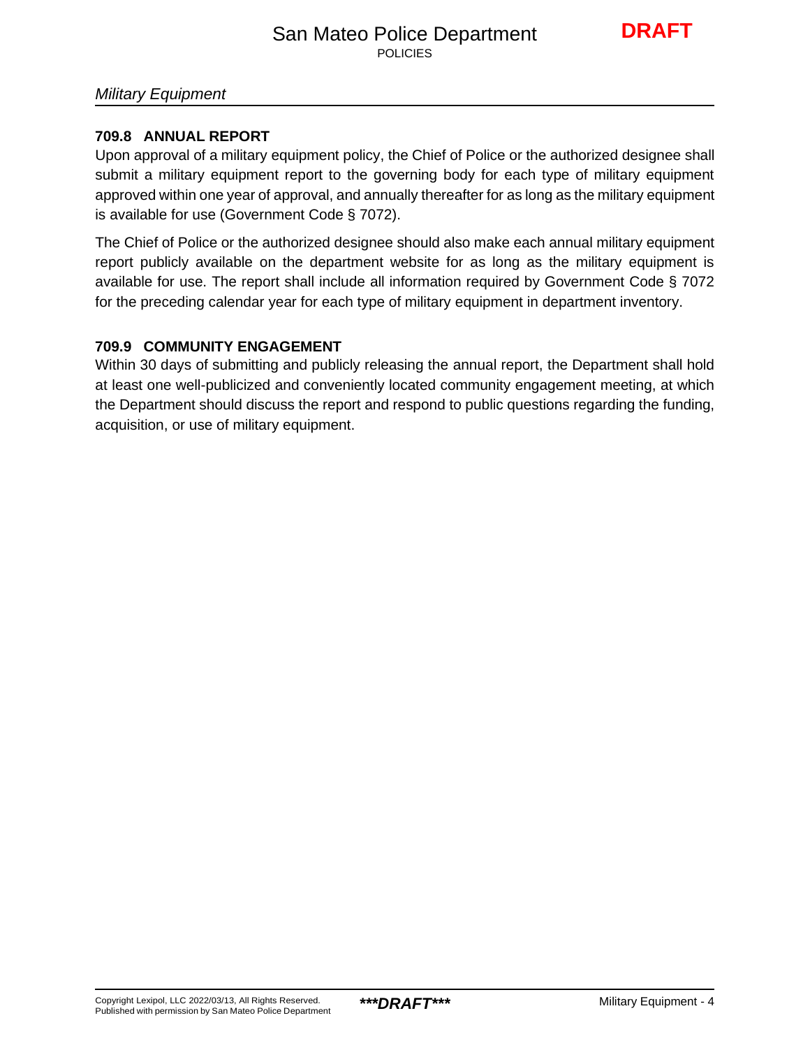## 709.8 ANNUAL REPORT

Upon approval of a military equipment policy, the Chief of Police or the authorized designee shall submit a military equipment report to the governing body for each type of military equipment approved within one year of approval, and annually thereafter for as long as the military equipment is available for use (Government Code § 7072).

The Chief of Police or the authorized designee should also make each annual military equipment report publicly available on the department website for as long as the military equipment is available for use. The report shall include all information required by Government Code § 7072 for the preceding calendar year for each type of military equipment in department inventory.

## 709.9 COMMUNITY ENGAGEMENT

Within 30 days of submitting and publicly releasing the annual report, the Department shall hold at least one well-publicized and conveniently located community engagement meeting, at which the Department should discuss the report and respond to public questions regarding the funding, acquisition, or use of military equipment.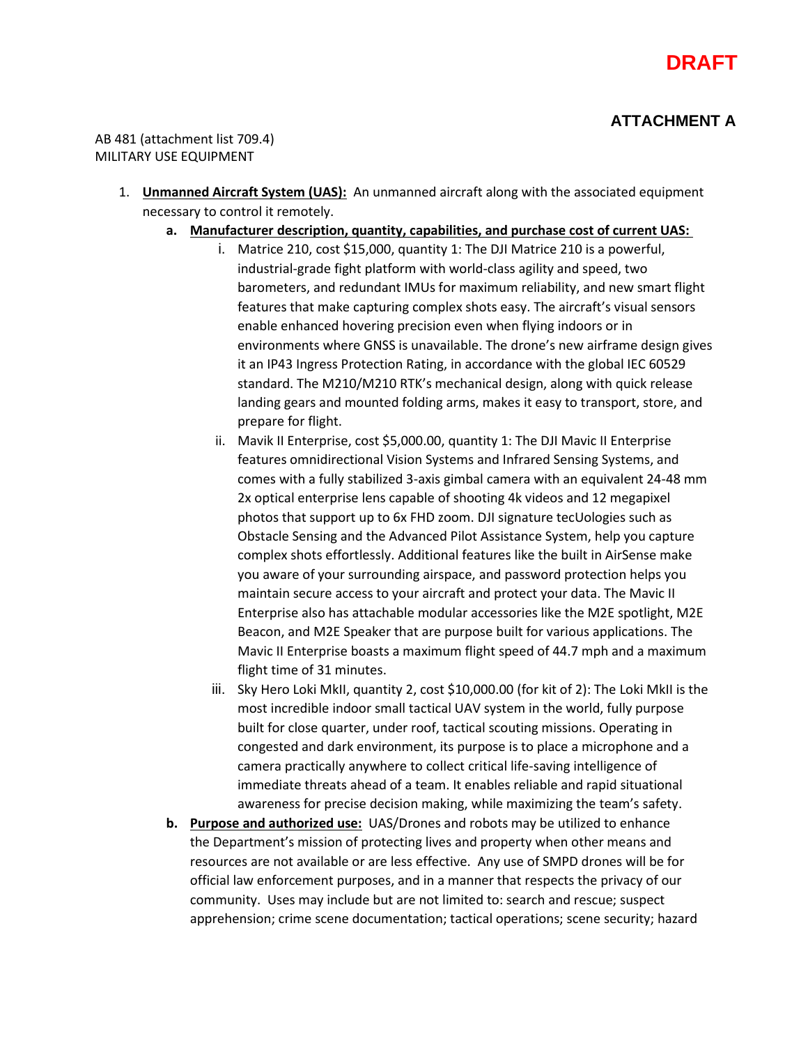**DRAFT**

## ATTACHMENT A

AB 481 (attachment list 709.4)
MILITARY USE EQUIPMENT

1. **Unmanned Aircraft System (UAS):** An unmanned aircraft along with the associated equipment necessary to control it remotely.
   a. **Manufacturer description, quantity, capabilities, and purchase cost of current UAS:**
      i. Matrice 210, cost $15,000, quantity 1: The DJI Matrice 210 is a powerful, industrial-grade fight platform with world-class agility and speed, two barometers, and redundant IMUs for maximum reliability, and new smart flight features that make capturing complex shots easy. The aircraft's visual sensors enable enhanced hovering precision even when flying indoors or in environments where GNSS is unavailable. The drone's new airframe design gives it an IP43 Ingress Protection Rating, in accordance with the global IEC 60529 standard. The M210/M210 RTK's mechanical design, along with quick release landing gears and mounted folding arms, makes it easy to transport, store, and prepare for flight.
      ii. Mavik II Enterprise, cost $5,000.00, quantity 1: The DJI Mavic II Enterprise features omnidirectional Vision Systems and Infrared Sensing Systems, and comes with a fully stabilized 3-axis gimbal camera with an equivalent 24-48 mm 2x optical enterprise lens capable of shooting 4k videos and 12 megapixel photos that support up to 6x FHD zoom. DJI signature tecUologies such as Obstacle Sensing and the Advanced Pilot Assistance System, help you capture complex shots effortlessly. Additional features like the built in AirSense make you aware of your surrounding airspace, and password protection helps you maintain secure access to your aircraft and protect your data. The Mavic II Enterprise also has attachable modular accessories like the M2E spotlight, M2E Beacon, and M2E Speaker that are purpose built for various applications. The Mavic II Enterprise boasts a maximum flight speed of 44.7 mph and a maximum flight time of 31 minutes.
      iii. Sky Hero Loki MkII, quantity 2, cost $10,000.00 (for kit of 2): The Loki MkII is the most incredible indoor small tactical UAV system in the world, fully purpose built for close quarter, under roof, tactical scouting missions. Operating in congested and dark environment, its purpose is to place a microphone and a camera practically anywhere to collect critical life-saving intelligence of immediate threats ahead of a team. It enables reliable and rapid situational awareness for precise decision making, while maximizing the team's safety.
   b. **Purpose and authorized use:** UAS/Drones and robots may be utilized to enhance the Department's mission of protecting lives and property when other means and resources are not available or are less effective. Any use of SMPD drones will be for official law enforcement purposes, and in a manner that respects the privacy of our community. Uses may include but are not limited to: search and rescue; suspect apprehension; crime scene documentation; tactical operations; scene security; hazard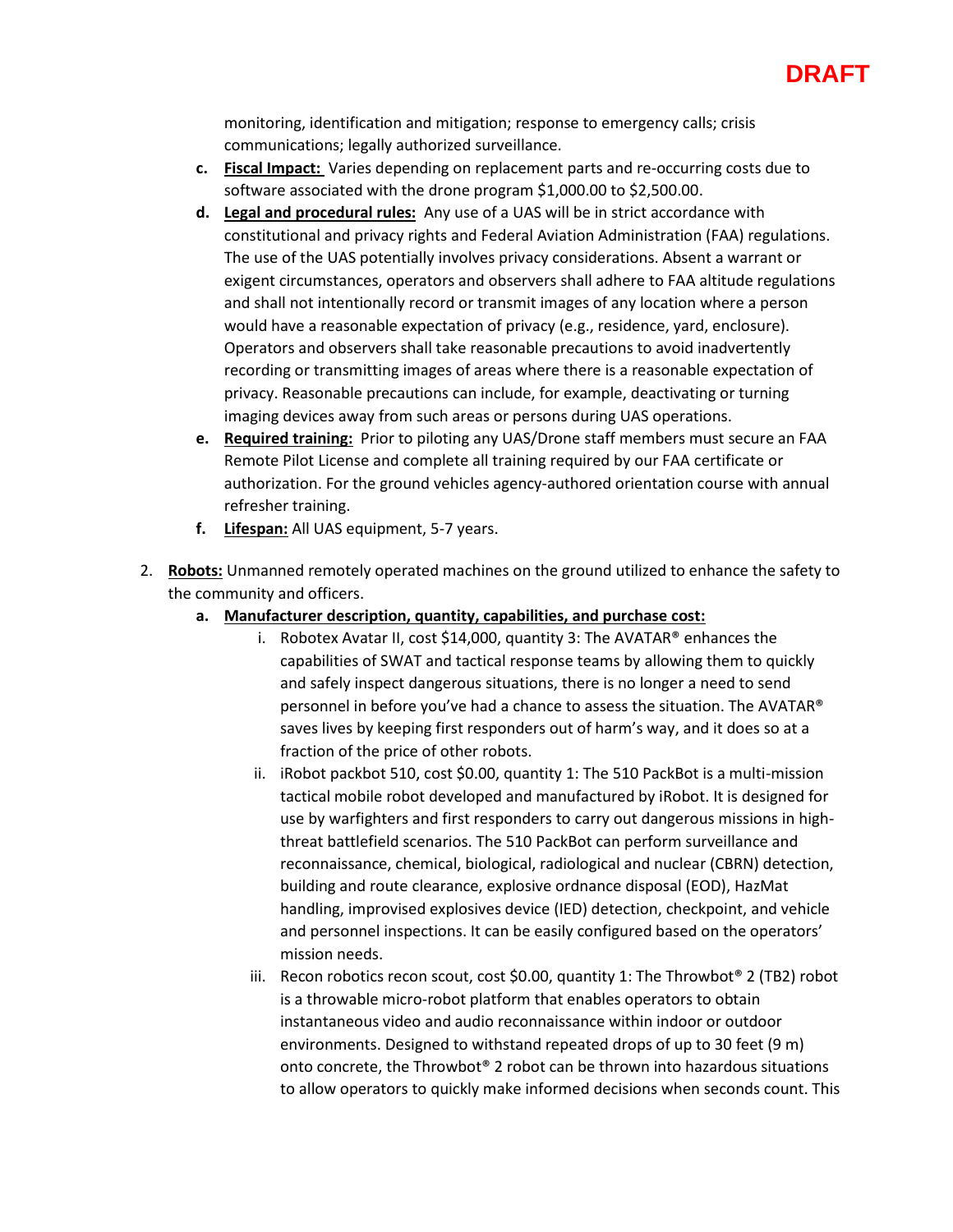**DRAFT**

monitoring, identification and mitigation; response to emergency calls; crisis communications; legally authorized surveillance.

   c. **Fiscal Impact:** Varies depending on replacement parts and re-occurring costs due to software associated with the drone program $1,000.00 to $2,500.00.
   d. **Legal and procedural rules:** Any use of a UAS will be in strict accordance with constitutional and privacy rights and Federal Aviation Administration (FAA) regulations. The use of the UAS potentially involves privacy considerations. Absent a warrant or exigent circumstances, operators and observers shall adhere to FAA altitude regulations and shall not intentionally record or transmit images of any location where a person would have a reasonable expectation of privacy (e.g., residence, yard, enclosure). Operators and observers shall take reasonable precautions to avoid inadvertently recording or transmitting images of areas where there is a reasonable expectation of privacy. Reasonable precautions can include, for example, deactivating or turning imaging devices away from such areas or persons during UAS operations.
   e. **Required training:** Prior to piloting any UAS/Drone staff members must secure an FAA Remote Pilot License and complete all training required by our FAA certificate or authorization. For the ground vehicles agency-authored orientation course with annual refresher training.
   f. **Lifespan:** All UAS equipment, 5-7 years.

2. **Robots:** Unmanned remotely operated machines on the ground utilized to enhance the safety to the community and officers.
   a. **Manufacturer description, quantity, capabilities, and purchase cost:**
      i. Robotex Avatar II, cost $14,000, quantity 3: The AVATAR® enhances the capabilities of SWAT and tactical response teams by allowing them to quickly and safely inspect dangerous situations, there is no longer a need to send personnel in before you've had a chance to assess the situation. The AVATAR® saves lives by keeping first responders out of harm's way, and it does so at a fraction of the price of other robots.
      ii. iRobot packbot 510, cost $0.00, quantity 1: The 510 PackBot is a multi-mission tactical mobile robot developed and manufactured by iRobot. It is designed for use by warfighters and first responders to carry out dangerous missions in high-threat battlefield scenarios. The 510 PackBot can perform surveillance and reconnaissance, chemical, biological, radiological and nuclear (CBRN) detection, building and route clearance, explosive ordnance disposal (EOD), HazMat handling, improvised explosives device (IED) detection, checkpoint, and vehicle and personnel inspections. It can be easily configured based on the operators' mission needs.
      iii. Recon robotics recon scout, cost $0.00, quantity 1: The Throwbot® 2 (TB2) robot is a throwable micro-robot platform that enables operators to obtain instantaneous video and audio reconnaissance within indoor or outdoor environments. Designed to withstand repeated drops of up to 30 feet (9 m) onto concrete, the Throwbot® 2 robot can be thrown into hazardous situations to allow operators to quickly make informed decisions when seconds count. This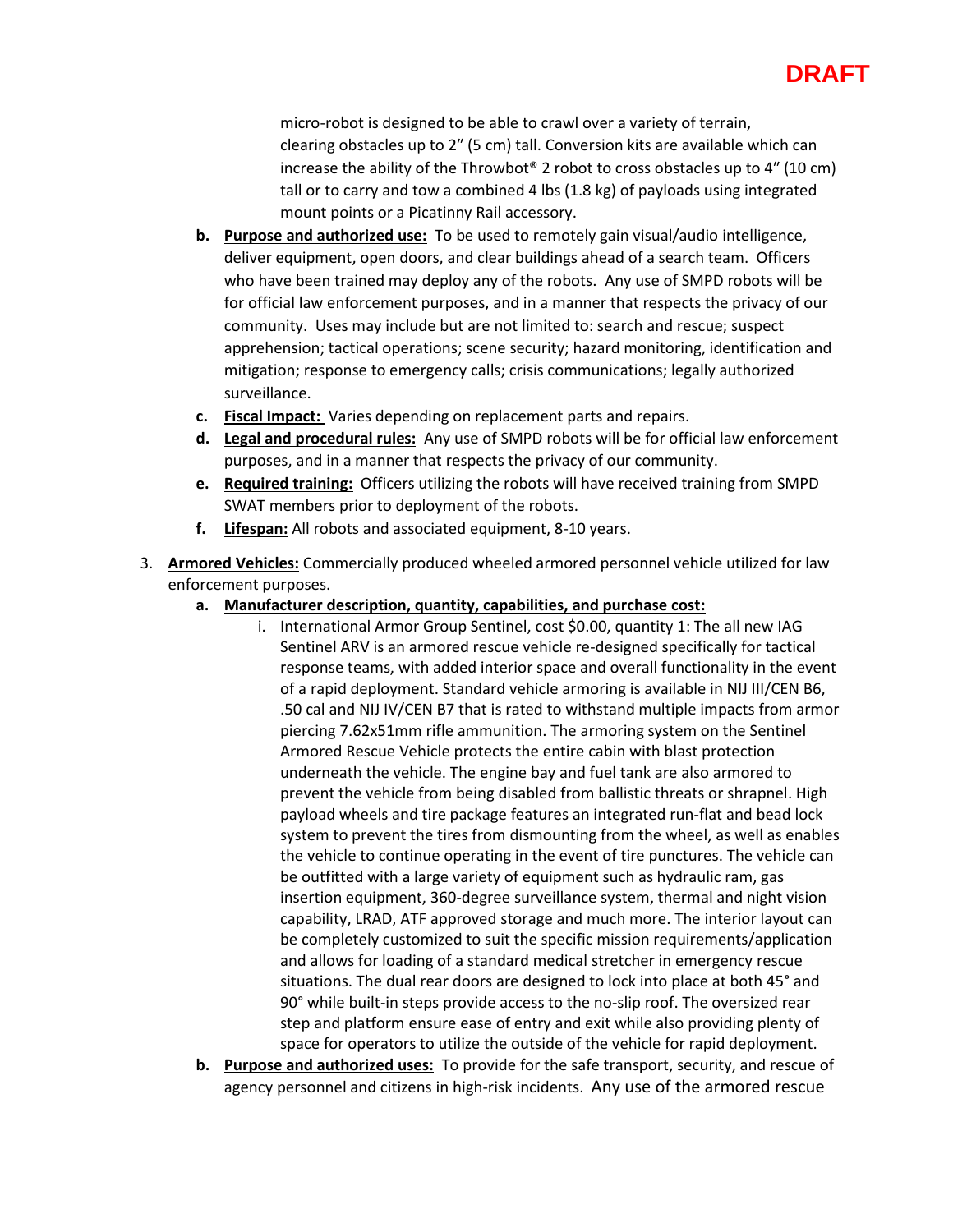DRAFT

micro-robot is designed to be able to crawl over a variety of terrain, clearing obstacles up to 2" (5 cm) tall. Conversion kits are available which can increase the ability of the Throwbot® 2 robot to cross obstacles up to 4" (10 cm) tall or to carry and tow a combined 4 lbs (1.8 kg) of payloads using integrated mount points or a Picatinny Rail accessory.

   b. **Purpose and authorized use:** To be used to remotely gain visual/audio intelligence, deliver equipment, open doors, and clear buildings ahead of a search team. Officers who have been trained may deploy any of the robots. Any use of SMPD robots will be for official law enforcement purposes, and in a manner that respects the privacy of our community. Uses may include but are not limited to: search and rescue; suspect apprehension; tactical operations; scene security; hazard monitoring, identification and mitigation; response to emergency calls; crisis communications; legally authorized surveillance.
   c. **Fiscal Impact:** Varies depending on replacement parts and repairs.
   d. **Legal and procedural rules:** Any use of SMPD robots will be for official law enforcement purposes, and in a manner that respects the privacy of our community.
   e. **Required training:** Officers utilizing the robots will have received training from SMPD SWAT members prior to deployment of the robots.
   f. **Lifespan:** All robots and associated equipment, 8-10 years.

3. **Armored Vehicles:** Commercially produced wheeled armored personnel vehicle utilized for law enforcement purposes.
   a. **Manufacturer description, quantity, capabilities, and purchase cost:**
      i. International Armor Group Sentinel, cost $0.00, quantity 1: The all new IAG Sentinel ARV is an armored rescue vehicle re-designed specifically for tactical response teams, with added interior space and overall functionality in the event of a rapid deployment. Standard vehicle armoring is available in NIJ III/CEN B6, .50 cal and NIJ IV/CEN B7 that is rated to withstand multiple impacts from armor piercing 7.62x51mm rifle ammunition. The armoring system on the Sentinel Armored Rescue Vehicle protects the entire cabin with blast protection underneath the vehicle. The engine bay and fuel tank are also armored to prevent the vehicle from being disabled from ballistic threats or shrapnel. High payload wheels and tire package features an integrated run-flat and bead lock system to prevent the tires from dismounting from the wheel, as well as enables the vehicle to continue operating in the event of tire punctures. The vehicle can be outfitted with a large variety of equipment such as hydraulic ram, gas insertion equipment, 360-degree surveillance system, thermal and night vision capability, LRAD, ATF approved storage and much more. The interior layout can be completely customized to suit the specific mission requirements/application and allows for loading of a standard medical stretcher in emergency rescue situations. The dual rear doors are designed to lock into place at both 45° and 90° while built-in steps provide access to the no-slip roof. The oversized rear step and platform ensure ease of entry and exit while also providing plenty of space for operators to utilize the outside of the vehicle for rapid deployment.
   b. **Purpose and authorized uses:** To provide for the safe transport, security, and rescue of agency personnel and citizens in high-risk incidents. Any use of the armored rescue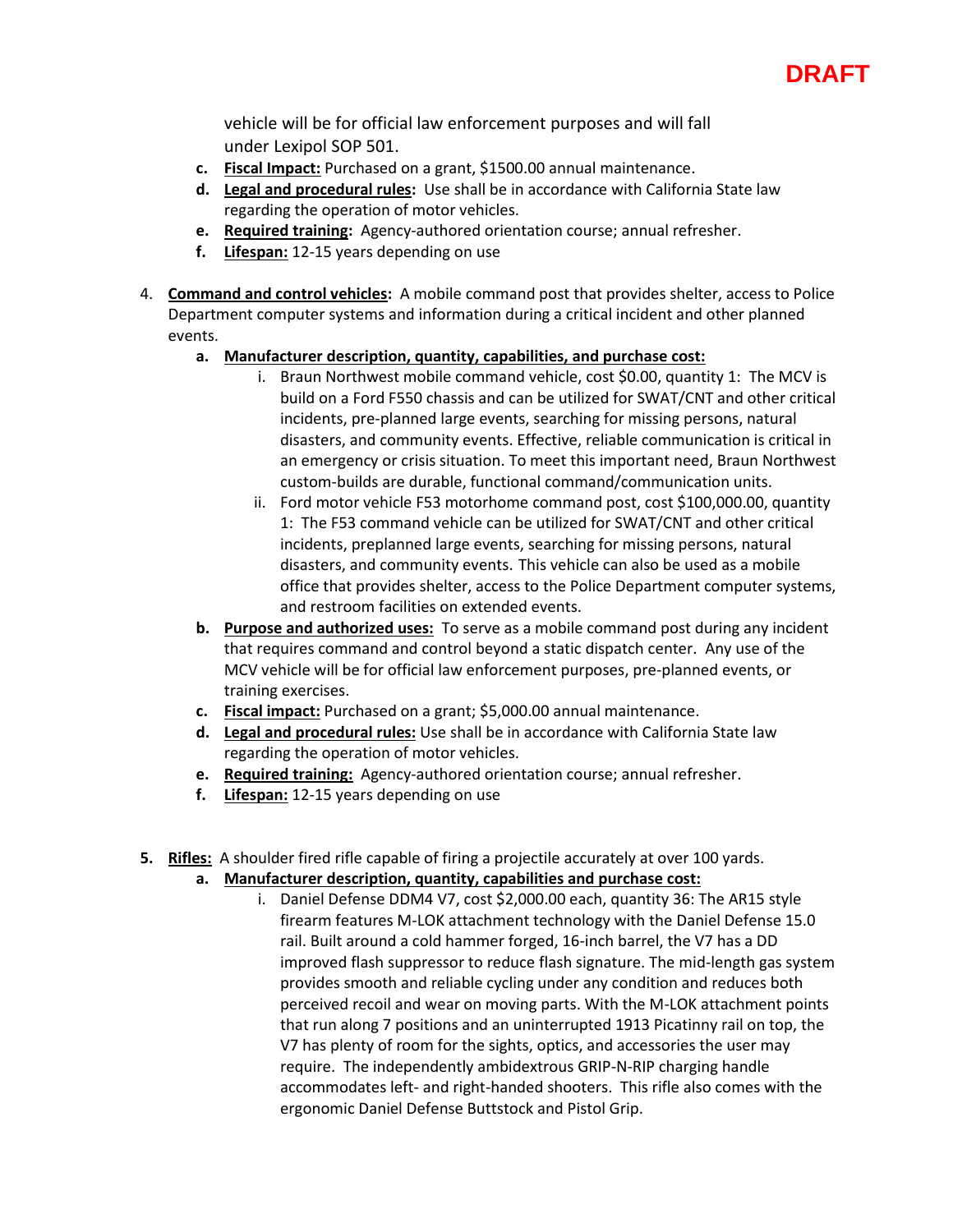vehicle will be for official law enforcement purposes and will fall under Lexipol SOP 501.

   c. **Fiscal Impact:** Purchased on a grant, $1500.00 annual maintenance.
   d. **Legal and procedural rules:** Use shall be in accordance with California State law regarding the operation of motor vehicles.
   e. **Required training:** Agency-authored orientation course; annual refresher.
   f. **Lifespan:** 12-15 years depending on use

4. **Command and control vehicles:** A mobile command post that provides shelter, access to Police Department computer systems and information during a critical incident and other planned events.
   a. **Manufacturer description, quantity, capabilities, and purchase cost:**
      i. Braun Northwest mobile command vehicle, cost $0.00, quantity 1: The MCV is build on a Ford F550 chassis and can be utilized for SWAT/CNT and other critical incidents, pre-planned large events, searching for missing persons, natural disasters, and community events. Effective, reliable communication is critical in an emergency or crisis situation. To meet this important need, Braun Northwest custom-builds are durable, functional command/communication units.
      ii. Ford motor vehicle F53 motorhome command post, cost $100,000.00, quantity 1: The F53 command vehicle can be utilized for SWAT/CNT and other critical incidents, preplanned large events, searching for missing persons, natural disasters, and community events. This vehicle can also be used as a mobile office that provides shelter, access to the Police Department computer systems, and restroom facilities on extended events.
   b. **Purpose and authorized uses:** To serve as a mobile command post during any incident that requires command and control beyond a static dispatch center. Any use of the MCV vehicle will be for official law enforcement purposes, pre-planned events, or training exercises.
   c. **Fiscal impact:** Purchased on a grant; $5,000.00 annual maintenance.
   d. **Legal and procedural rules:** Use shall be in accordance with California State law regarding the operation of motor vehicles.
   e. **Required training:** Agency-authored orientation course; annual refresher.
   f. **Lifespan:** 12-15 years depending on use

5. **Rifles:** A shoulder fired rifle capable of firing a projectile accurately at over 100 yards.
   a. **Manufacturer description, quantity, capabilities and purchase cost:**
      i. Daniel Defense DDM4 V7, cost $2,000.00 each, quantity 36: The AR15 style firearm features M-LOK attachment technology with the Daniel Defense 15.0 rail. Built around a cold hammer forged, 16-inch barrel, the V7 has a DD improved flash suppressor to reduce flash signature. The mid-length gas system provides smooth and reliable cycling under any condition and reduces both perceived recoil and wear on moving parts. With the M-LOK attachment points that run along 7 positions and an uninterrupted 1913 Picatinny rail on top, the V7 has plenty of room for the sights, optics, and accessories the user may require. The independently ambidextrous GRIP-N-RIP charging handle accommodates left- and right-handed shooters. This rifle also comes with the ergonomic Daniel Defense Buttstock and Pistol Grip.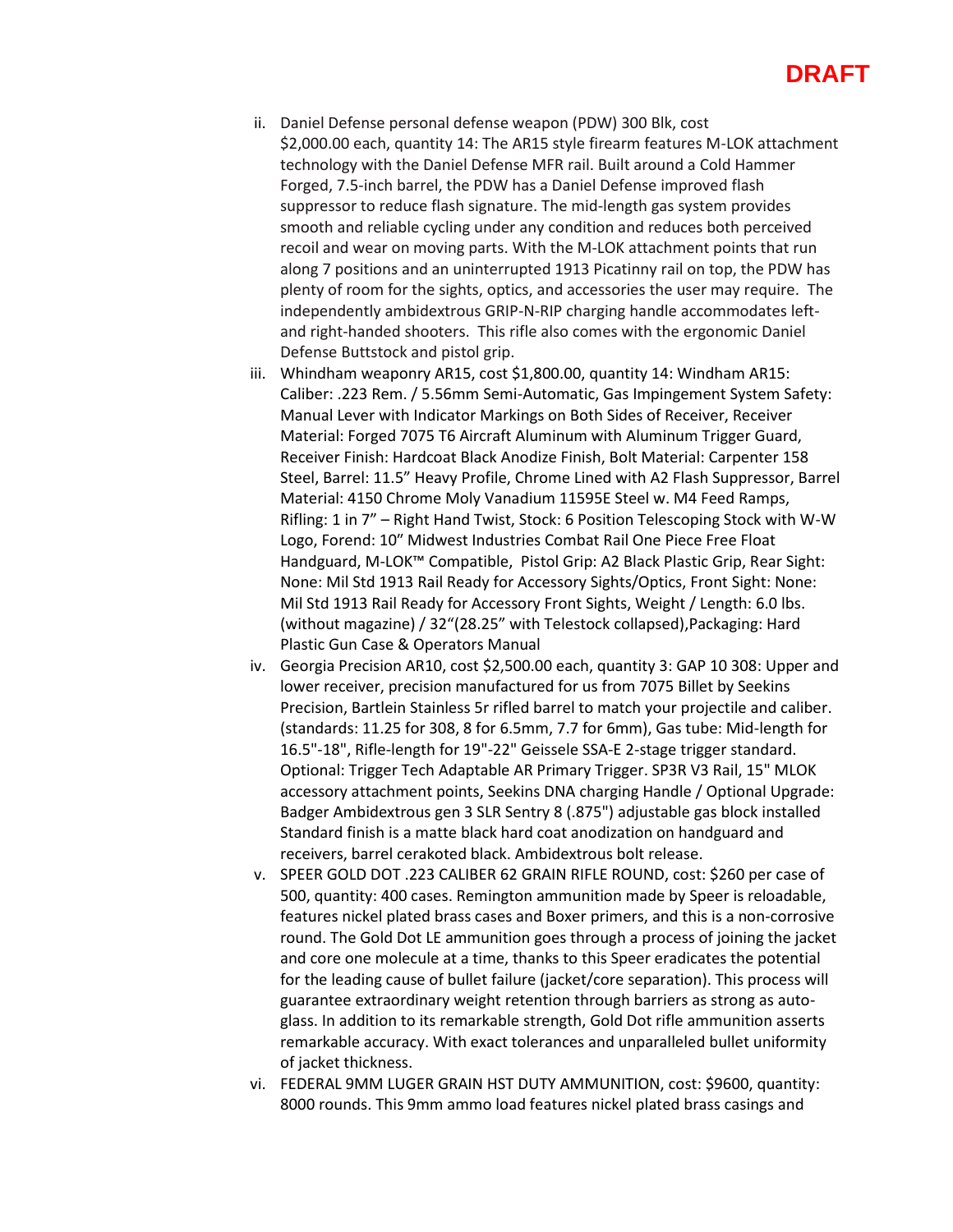**DRAFT**

ii. Daniel Defense personal defense weapon (PDW) 300 Blk, cost $2,000.00 each, quantity 14: The AR15 style firearm features M-LOK attachment technology with the Daniel Defense MFR rail. Built around a Cold Hammer Forged, 7.5-inch barrel, the PDW has a Daniel Defense improved flash suppressor to reduce flash signature. The mid-length gas system provides smooth and reliable cycling under any condition and reduces both perceived recoil and wear on moving parts. With the M-LOK attachment points that run along 7 positions and an uninterrupted 1913 Picatinny rail on top, the PDW has plenty of room for the sights, optics, and accessories the user may require. The independently ambidextrous GRIP-N-RIP charging handle accommodates left- and right-handed shooters. This rifle also comes with the ergonomic Daniel Defense Buttstock and pistol grip.

iii. Whindham weaponry AR15, cost $1,800.00, quantity 14: Windham AR15: Caliber: .223 Rem. / 5.56mm Semi-Automatic, Gas Impingement System Safety: Manual Lever with Indicator Markings on Both Sides of Receiver, Receiver Material: Forged 7075 T6 Aircraft Aluminum with Aluminum Trigger Guard, Receiver Finish: Hardcoat Black Anodize Finish, Bolt Material: Carpenter 158 Steel, Barrel: 11.5" Heavy Profile, Chrome Lined with A2 Flash Suppressor, Barrel Material: 4150 Chrome Moly Vanadium 11595E Steel w. M4 Feed Ramps, Rifling: 1 in 7" – Right Hand Twist, Stock: 6 Position Telescoping Stock with W-W Logo, Forend: 10" Midwest Industries Combat Rail One Piece Free Float Handguard, M-LOK™ Compatible, Pistol Grip: A2 Black Plastic Grip, Rear Sight: None: Mil Std 1913 Rail Ready for Accessory Sights/Optics, Front Sight: None: Mil Std 1913 Rail Ready for Accessory Front Sights, Weight / Length: 6.0 lbs. (without magazine) / 32"(28.25" with Telestock collapsed),Packaging: Hard Plastic Gun Case & Operators Manual

iv. Georgia Precision AR10, cost $2,500.00 each, quantity 3: GAP 10 308: Upper and lower receiver, precision manufactured for us from 7075 Billet by Seekins Precision, Bartlein Stainless 5r rifled barrel to match your projectile and caliber. (standards: 11.25 for 308, 8 for 6.5mm, 7.7 for 6mm), Gas tube: Mid-length for 16.5"-18", Rifle-length for 19"-22" Geissele SSA-E 2-stage trigger standard. Optional: Trigger Tech Adaptable AR Primary Trigger. SP3R V3 Rail, 15" MLOK accessory attachment points, Seekins DNA charging Handle / Optional Upgrade: Badger Ambidextrous gen 3 SLR Sentry 8 (.875") adjustable gas block installed Standard finish is a matte black hard coat anodization on handguard and receivers, barrel cerakoted black. Ambidextrous bolt release.

v. SPEER GOLD DOT .223 CALIBER 62 GRAIN RIFLE ROUND, cost: $260 per case of 500, quantity: 400 cases. Remington ammunition made by Speer is reloadable, features nickel plated brass cases and Boxer primers, and this is a non-corrosive round. The Gold Dot LE ammunition goes through a process of joining the jacket and core one molecule at a time, thanks to this Speer eradicates the potential for the leading cause of bullet failure (jacket/core separation). This process will guarantee extraordinary weight retention through barriers as strong as auto-glass. In addition to its remarkable strength, Gold Dot rifle ammunition asserts remarkable accuracy. With exact tolerances and unparalleled bullet uniformity of jacket thickness.

vi. FEDERAL 9MM LUGER GRAIN HST DUTY AMMUNITION, cost: $9600, quantity: 8000 rounds. This 9mm ammo load features nickel plated brass casings and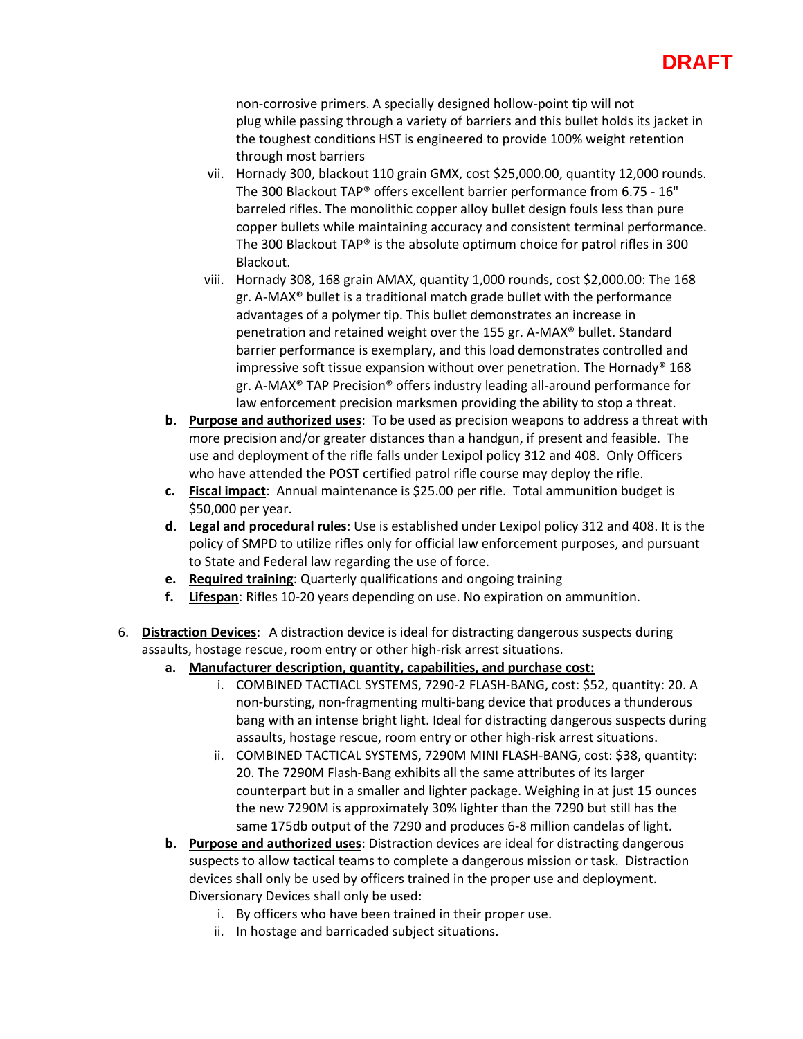**DRAFT**

non-corrosive primers. A specially designed hollow-point tip will not plug while passing through a variety of barriers and this bullet holds its jacket in the toughest conditions HST is engineered to provide 100% weight retention through most barriers

vii. Hornady 300, blackout 110 grain GMX, cost $25,000.00, quantity 12,000 rounds. The 300 Blackout TAP® offers excellent barrier performance from 6.75 - 16" barreled rifles. The monolithic copper alloy bullet design fouls less than pure copper bullets while maintaining accuracy and consistent terminal performance. The 300 Blackout TAP® is the absolute optimum choice for patrol rifles in 300 Blackout.

viii. Hornady 308, 168 grain AMAX, quantity 1,000 rounds, cost $2,000.00: The 168 gr. A-MAX® bullet is a traditional match grade bullet with the performance advantages of a polymer tip. This bullet demonstrates an increase in penetration and retained weight over the 155 gr. A-MAX® bullet. Standard barrier performance is exemplary, and this load demonstrates controlled and impressive soft tissue expansion without over penetration. The Hornady® 168 gr. A-MAX® TAP Precision® offers industry leading all-around performance for law enforcement precision marksmen providing the ability to stop a threat.

b. **Purpose and authorized uses**: To be used as precision weapons to address a threat with more precision and/or greater distances than a handgun, if present and feasible. The use and deployment of the rifle falls under Lexipol policy 312 and 408. Only Officers who have attended the POST certified patrol rifle course may deploy the rifle.

c. **Fiscal impact**: Annual maintenance is $25.00 per rifle. Total ammunition budget is $50,000 per year.

d. **Legal and procedural rules**: Use is established under Lexipol policy 312 and 408. It is the policy of SMPD to utilize rifles only for official law enforcement purposes, and pursuant to State and Federal law regarding the use of force.

e. **Required training**: Quarterly qualifications and ongoing training

f. **Lifespan**: Rifles 10-20 years depending on use. No expiration on ammunition.

6. **Distraction Devices**: A distraction device is ideal for distracting dangerous suspects during assaults, hostage rescue, room entry or other high-risk arrest situations.

   a. **Manufacturer description, quantity, capabilities, and purchase cost:**

      i. COMBINED TACTIACL SYSTEMS, 7290-2 FLASH-BANG, cost: $52, quantity: 20. A non-bursting, non-fragmenting multi-bang device that produces a thunderous bang with an intense bright light. Ideal for distracting dangerous suspects during assaults, hostage rescue, room entry or other high-risk arrest situations.

      ii. COMBINED TACTICAL SYSTEMS, 7290M MINI FLASH-BANG, cost: $38, quantity: 20. The 7290M Flash-Bang exhibits all the same attributes of its larger counterpart but in a smaller and lighter package. Weighing in at just 15 ounces the new 7290M is approximately 30% lighter than the 7290 but still has the same 175db output of the 7290 and produces 6-8 million candelas of light.

   b. **Purpose and authorized uses**: Distraction devices are ideal for distracting dangerous suspects to allow tactical teams to complete a dangerous mission or task. Distraction devices shall only be used by officers trained in the proper use and deployment. Diversionary Devices shall only be used:

      i. By officers who have been trained in their proper use.

      ii. In hostage and barricaded subject situations.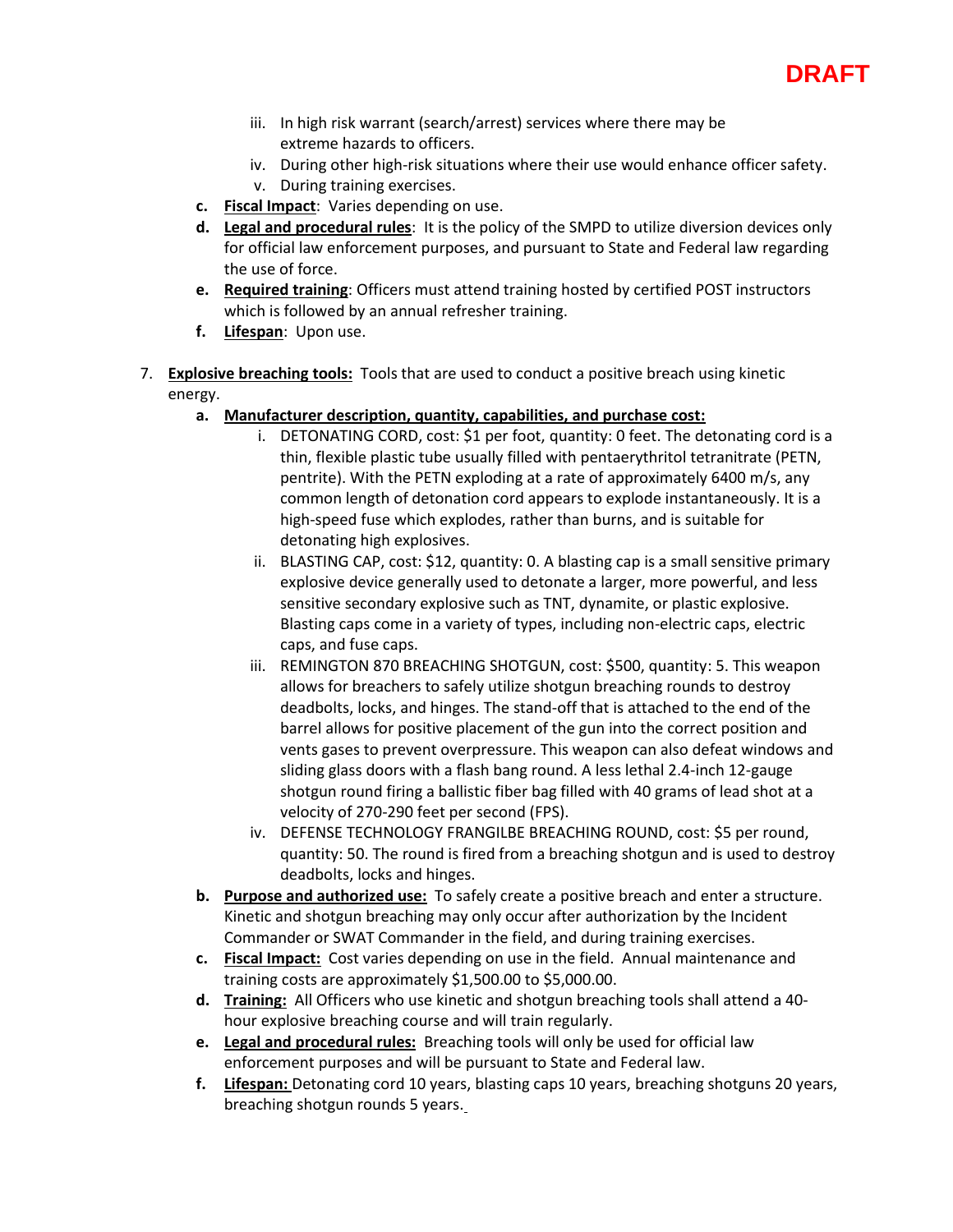**DRAFT**

   iii. In high risk warrant (search/arrest) services where there may be extreme hazards to officers.
   iv. During other high-risk situations where their use would enhance officer safety.
   v. During training exercises.

c. **Fiscal Impact**: Varies depending on use.

d. **Legal and procedural rules**: It is the policy of the SMPD to utilize diversion devices only for official law enforcement purposes, and pursuant to State and Federal law regarding the use of force.

e. **Required training**: Officers must attend training hosted by certified POST instructors which is followed by an annual refresher training.

f. **Lifespan**: Upon use.

7. **Explosive breaching tools:** Tools that are used to conduct a positive breach using kinetic energy.

   a. **Manufacturer description, quantity, capabilities, and purchase cost:**
      i. DETONATING CORD, cost: $1 per foot, quantity: 0 feet. The detonating cord is a thin, flexible plastic tube usually filled with pentaerythritol tetranitrate (PETN, pentrite). With the PETN exploding at a rate of approximately 6400 m/s, any common length of detonation cord appears to explode instantaneously. It is a high-speed fuse which explodes, rather than burns, and is suitable for detonating high explosives.
      ii. BLASTING CAP, cost: $12, quantity: 0. A blasting cap is a small sensitive primary explosive device generally used to detonate a larger, more powerful, and less sensitive secondary explosive such as TNT, dynamite, or plastic explosive. Blasting caps come in a variety of types, including non-electric caps, electric caps, and fuse caps.
      iii. REMINGTON 870 BREACHING SHOTGUN, cost: $500, quantity: 5. This weapon allows for breachers to safely utilize shotgun breaching rounds to destroy deadbolts, locks, and hinges. The stand-off that is attached to the end of the barrel allows for positive placement of the gun into the correct position and vents gases to prevent overpressure. This weapon can also defeat windows and sliding glass doors with a flash bang round. A less lethal 2.4-inch 12-gauge shotgun round firing a ballistic fiber bag filled with 40 grams of lead shot at a velocity of 270-290 feet per second (FPS).
      iv. DEFENSE TECHNOLOGY FRANGILBE BREACHING ROUND, cost: $5 per round, quantity: 50. The round is fired from a breaching shotgun and is used to destroy deadbolts, locks and hinges.

   b. **Purpose and authorized use:** To safely create a positive breach and enter a structure. Kinetic and shotgun breaching may only occur after authorization by the Incident Commander or SWAT Commander in the field, and during training exercises.

   c. **Fiscal Impact:** Cost varies depending on use in the field. Annual maintenance and training costs are approximately $1,500.00 to $5,000.00.

   d. **Training:** All Officers who use kinetic and shotgun breaching tools shall attend a 40-hour explosive breaching course and will train regularly.

   e. **Legal and procedural rules:** Breaching tools will only be used for official law enforcement purposes and will be pursuant to State and Federal law.

   f. **Lifespan:** Detonating cord 10 years, blasting caps 10 years, breaching shotguns 20 years, breaching shotgun rounds 5 years.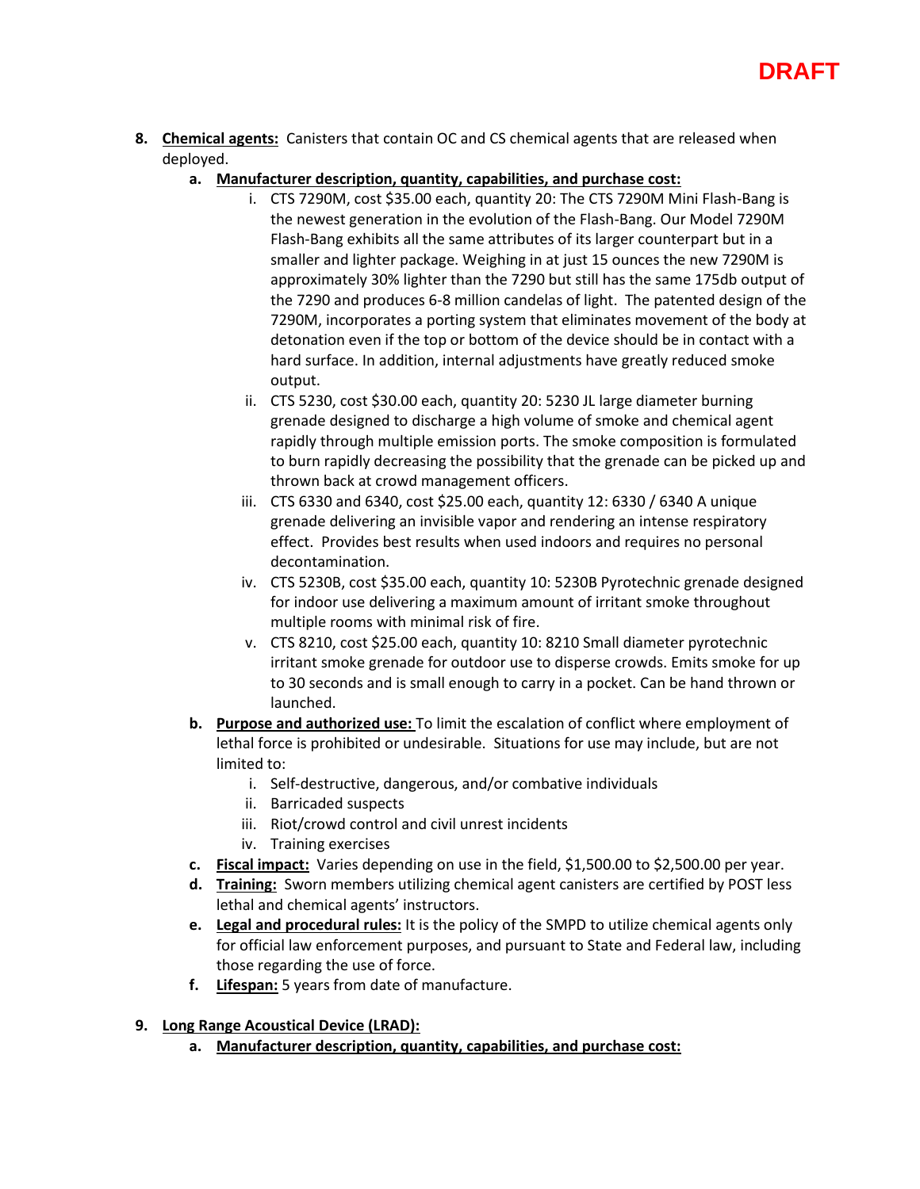**DRAFT**

8. **Chemical agents:** Canisters that contain OC and CS chemical agents that are released when deployed.
   a. **Manufacturer description, quantity, capabilities, and purchase cost:**
      i. CTS 7290M, cost $35.00 each, quantity 20: The CTS 7290M Mini Flash-Bang is the newest generation in the evolution of the Flash-Bang. Our Model 7290M Flash-Bang exhibits all the same attributes of its larger counterpart but in a smaller and lighter package. Weighing in at just 15 ounces the new 7290M is approximately 30% lighter than the 7290 but still has the same 175db output of the 7290 and produces 6-8 million candelas of light. The patented design of the 7290M, incorporates a porting system that eliminates movement of the body at detonation even if the top or bottom of the device should be in contact with a hard surface. In addition, internal adjustments have greatly reduced smoke output.
      ii. CTS 5230, cost $30.00 each, quantity 20: 5230 JL large diameter burning grenade designed to discharge a high volume of smoke and chemical agent rapidly through multiple emission ports. The smoke composition is formulated to burn rapidly decreasing the possibility that the grenade can be picked up and thrown back at crowd management officers.
      iii. CTS 6330 and 6340, cost $25.00 each, quantity 12: 6330 / 6340 A unique grenade delivering an invisible vapor and rendering an intense respiratory effect. Provides best results when used indoors and requires no personal decontamination.
      iv. CTS 5230B, cost $35.00 each, quantity 10: 5230B Pyrotechnic grenade designed for indoor use delivering a maximum amount of irritant smoke throughout multiple rooms with minimal risk of fire.
      v. CTS 8210, cost $25.00 each, quantity 10: 8210 Small diameter pyrotechnic irritant smoke grenade for outdoor use to disperse crowds. Emits smoke for up to 30 seconds and is small enough to carry in a pocket. Can be hand thrown or launched.
   b. **Purpose and authorized use:** To limit the escalation of conflict where employment of lethal force is prohibited or undesirable. Situations for use may include, but are not limited to:
      i. Self-destructive, dangerous, and/or combative individuals
      ii. Barricaded suspects
      iii. Riot/crowd control and civil unrest incidents
      iv. Training exercises
   c. **Fiscal impact:** Varies depending on use in the field, $1,500.00 to $2,500.00 per year.
   d. **Training:** Sworn members utilizing chemical agent canisters are certified by POST less lethal and chemical agents' instructors.
   e. **Legal and procedural rules:** It is the policy of the SMPD to utilize chemical agents only for official law enforcement purposes, and pursuant to State and Federal law, including those regarding the use of force.
   f. **Lifespan:** 5 years from date of manufacture.

9. **Long Range Acoustical Device (LRAD):**
   a. **Manufacturer description, quantity, capabilities, and purchase cost:**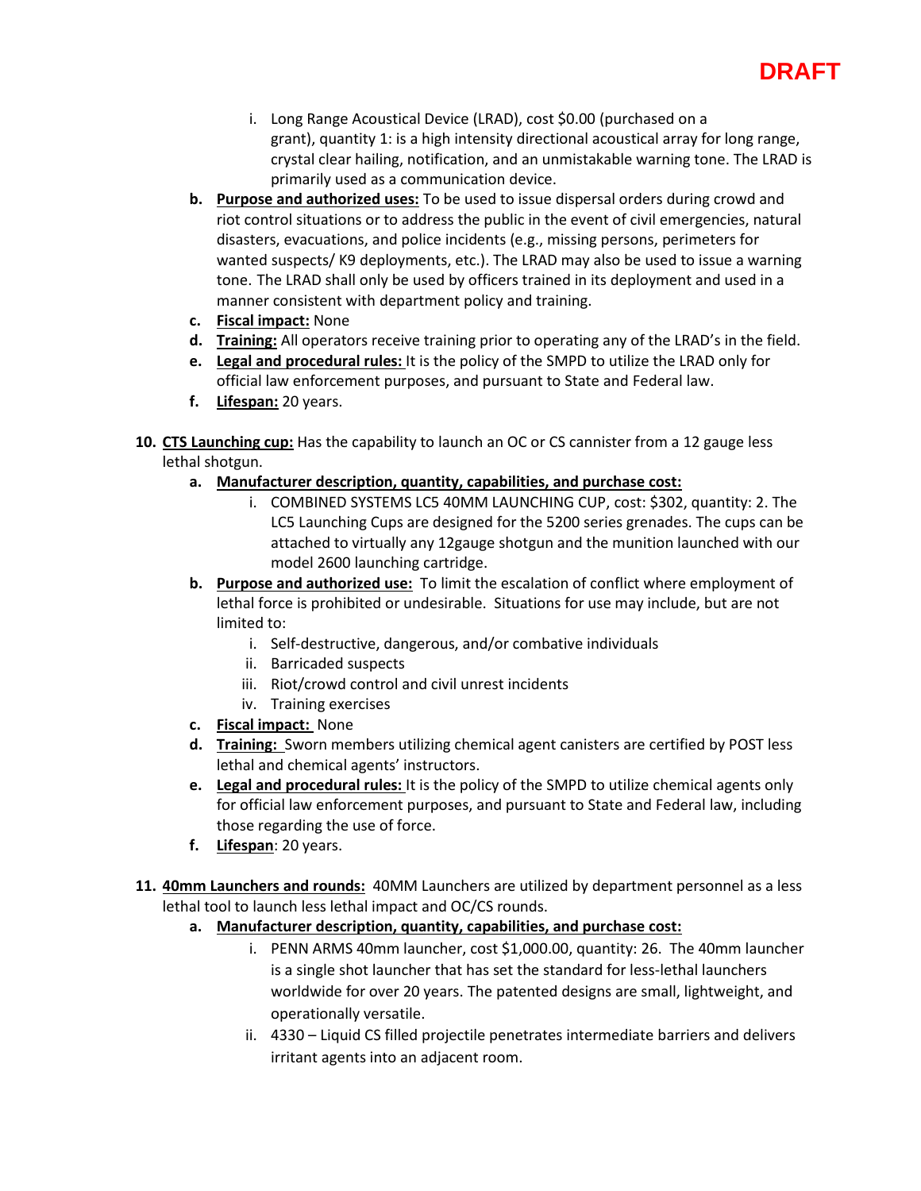**DRAFT**

i. Long Range Acoustical Device (LRAD), cost $0.00 (purchased on a grant), quantity 1: is a high intensity directional acoustical array for long range, crystal clear hailing, notification, and an unmistakable warning tone. The LRAD is primarily used as a communication device.

b. **Purpose and authorized uses:** To be used to issue dispersal orders during crowd and riot control situations or to address the public in the event of civil emergencies, natural disasters, evacuations, and police incidents (e.g., missing persons, perimeters for wanted suspects/ K9 deployments, etc.). The LRAD may also be used to issue a warning tone. The LRAD shall only be used by officers trained in its deployment and used in a manner consistent with department policy and training.

c. **Fiscal impact:** None

d. **Training:** All operators receive training prior to operating any of the LRAD's in the field.

e. **Legal and procedural rules:** It is the policy of the SMPD to utilize the LRAD only for official law enforcement purposes, and pursuant to State and Federal law.

f. **Lifespan:** 20 years.

10. **CTS Launching cup:** Has the capability to launch an OC or CS cannister from a 12 gauge less lethal shotgun.

    a. **Manufacturer description, quantity, capabilities, and purchase cost:**

       i. COMBINED SYSTEMS LC5 40MM LAUNCHING CUP, cost: $302, quantity: 2. The LC5 Launching Cups are designed for the 5200 series grenades. The cups can be attached to virtually any 12gauge shotgun and the munition launched with our model 2600 launching cartridge.

    b. **Purpose and authorized use:** To limit the escalation of conflict where employment of lethal force is prohibited or undesirable. Situations for use may include, but are not limited to:

       i. Self-destructive, dangerous, and/or combative individuals
       ii. Barricaded suspects
       iii. Riot/crowd control and civil unrest incidents
       iv. Training exercises

    c. **Fiscal impact:** None

    d. **Training:** Sworn members utilizing chemical agent canisters are certified by POST less lethal and chemical agents' instructors.

    e. **Legal and procedural rules:** It is the policy of the SMPD to utilize chemical agents only for official law enforcement purposes, and pursuant to State and Federal law, including those regarding the use of force.

    f. **Lifespan**: 20 years.

11. **40mm Launchers and rounds:** 40MM Launchers are utilized by department personnel as a less lethal tool to launch less lethal impact and OC/CS rounds.

    a. **Manufacturer description, quantity, capabilities, and purchase cost:**

       i. PENN ARMS 40mm launcher, cost $1,000.00, quantity: 26. The 40mm launcher is a single shot launcher that has set the standard for less-lethal launchers worldwide for over 20 years. The patented designs are small, lightweight, and operationally versatile.

       ii. 4330 – Liquid CS filled projectile penetrates intermediate barriers and delivers irritant agents into an adjacent room.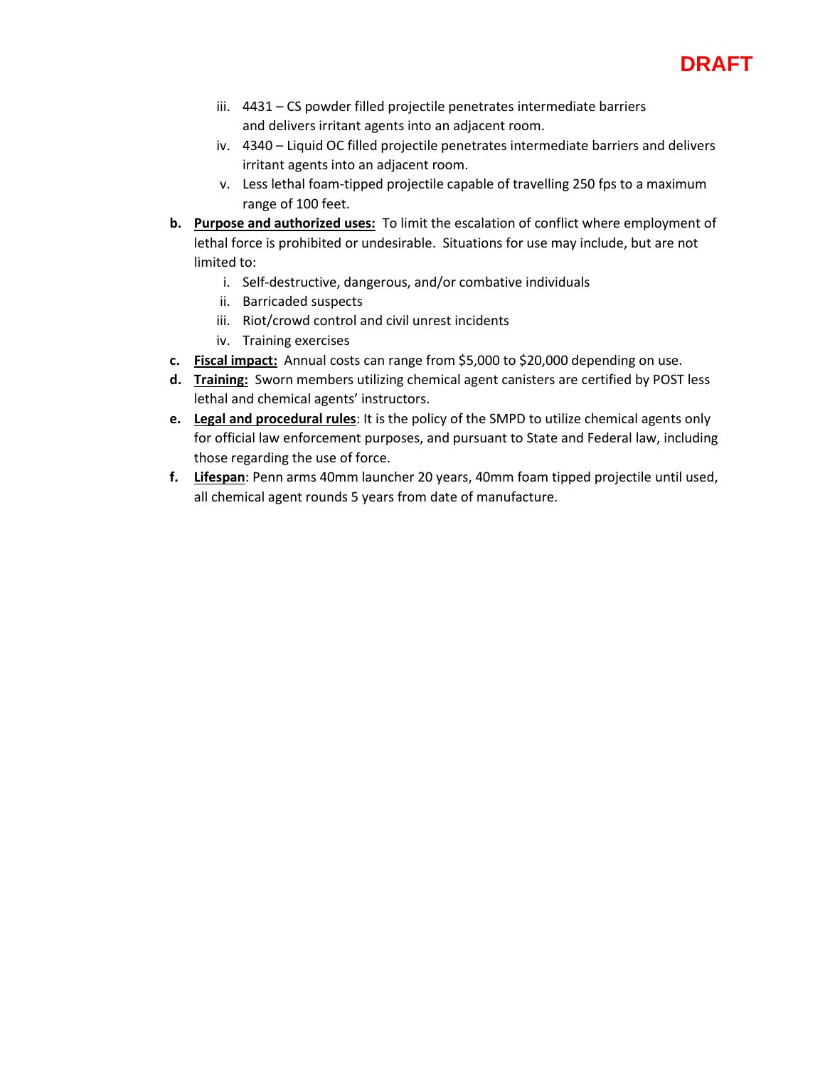**DRAFT**

iii. 4431 – CS powder filled projectile penetrates intermediate barriers and delivers irritant agents into an adjacent room.

iv. 4340 – Liquid OC filled projectile penetrates intermediate barriers and delivers irritant agents into an adjacent room.

v. Less lethal foam-tipped projectile capable of travelling 250 fps to a maximum range of 100 feet.

**b.** **Purpose and authorized uses:** To limit the escalation of conflict where employment of lethal force is prohibited or undesirable. Situations for use may include, but are not limited to:

i. Self-destructive, dangerous, and/or combative individuals

ii. Barricaded suspects

iii. Riot/crowd control and civil unrest incidents

iv. Training exercises

**c.** **Fiscal impact:** Annual costs can range from $5,000 to $20,000 depending on use.

**d.** **Training:** Sworn members utilizing chemical agent canisters are certified by POST less lethal and chemical agents' instructors.

**e.** **Legal and procedural rules**: It is the policy of the SMPD to utilize chemical agents only for official law enforcement purposes, and pursuant to State and Federal law, including those regarding the use of force.

**f.** **Lifespan**: Penn arms 40mm launcher 20 years, 40mm foam tipped projectile until used, all chemical agent rounds 5 years from date of manufacture.